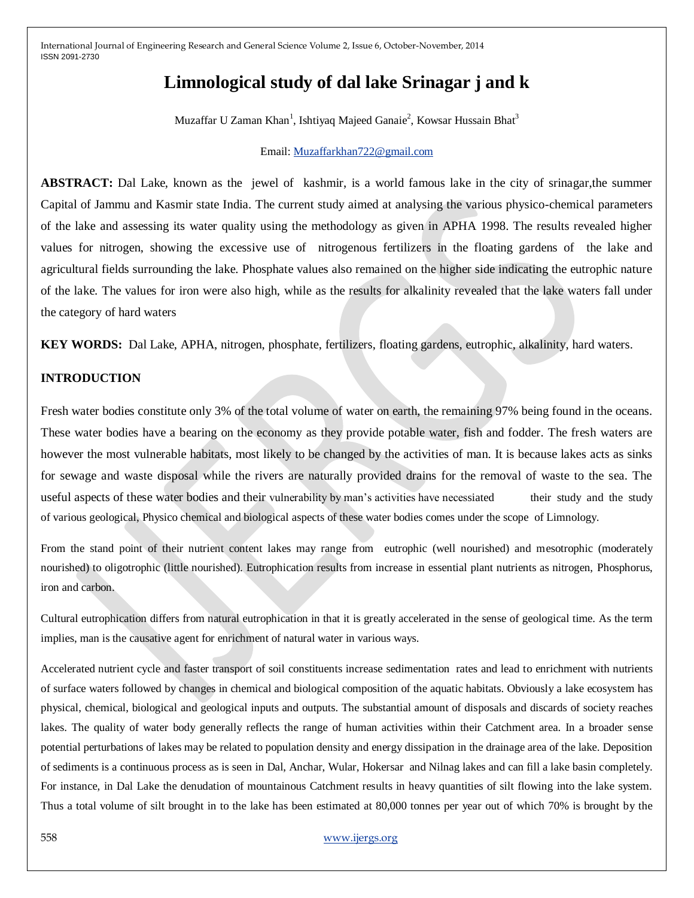# Limnological study of dal lake Srinagar j and k

Muzaffar U Zaman Khan[1], Ishtiyaq Majeed Ganaie[2], Kowsar Hussain Bhat[3]

Email: Muzaffarkhan722@gmail.com

**ABSTRACT:** Dal Lake, known as the jewel of kashmir, is a world famous lake in the city of srinagar,the summer Capital of Jammu and Kasmir state India. The current study aimed at analysing the various physico-chemical parameters of the lake and assessing its water quality using the methodology as given in APHA 1998. The results revealed higher values for nitrogen, showing the excessive use of nitrogenous fertilizers in the floating gardens of the lake and agricultural fields surrounding the lake. Phosphate values also remained on the higher side indicating the eutrophic nature of the lake. The values for iron were also high, while as the results for alkalinity revealed that the lake waters fall under the category of hard waters

**KEY WORDS:** Dal Lake, APHA, nitrogen, phosphate, fertilizers, floating gardens, eutrophic, alkalinity, hard waters.

## INTRODUCTION

Fresh water bodies constitute only 3% of the total volume of water on earth, the remaining 97% being found in the oceans. These water bodies have a bearing on the economy as they provide potable water, fish and fodder. The fresh waters are however the most vulnerable habitats, most likely to be changed by the activities of man. It is because lakes acts as sinks for sewage and waste disposal while the rivers are naturally provided drains for the removal of waste to the sea. The useful aspects of these water bodies and their vulnerability by man's activities have necessiated their study and the study of various geological, Physico chemical and biological aspects of these water bodies comes under the scope of Limnology.

From the stand point of their nutrient content lakes may range from eutrophic (well nourished) and mesotrophic (moderately nourished) to oligotrophic (little nourished). Eutrophication results from increase in essential plant nutrients as nitrogen, Phosphorus, iron and carbon.

Cultural eutrophication differs from natural eutrophication in that it is greatly accelerated in the sense of geological time. As the term implies, man is the causative agent for enrichment of natural water in various ways.

Accelerated nutrient cycle and faster transport of soil constituents increase sedimentation rates and lead to enrichment with nutrients of surface waters followed by changes in chemical and biological composition of the aquatic habitats. Obviously a lake ecosystem has physical, chemical, biological and geological inputs and outputs. The substantial amount of disposals and discards of society reaches lakes. The quality of water body generally reflects the range of human activities within their Catchment area. In a broader sense potential perturbations of lakes may be related to population density and energy dissipation in the drainage area of the lake. Deposition of sediments is a continuous process as is seen in Dal, Anchar, Wular, Hokersar and Nilnag lakes and can fill a lake basin completely. For instance, in Dal Lake the denudation of mountainous Catchment results in heavy quantities of silt flowing into the lake system. Thus a total volume of silt brought in to the lake has been estimated at 80,000 tonnes per year out of which 70% is brought by the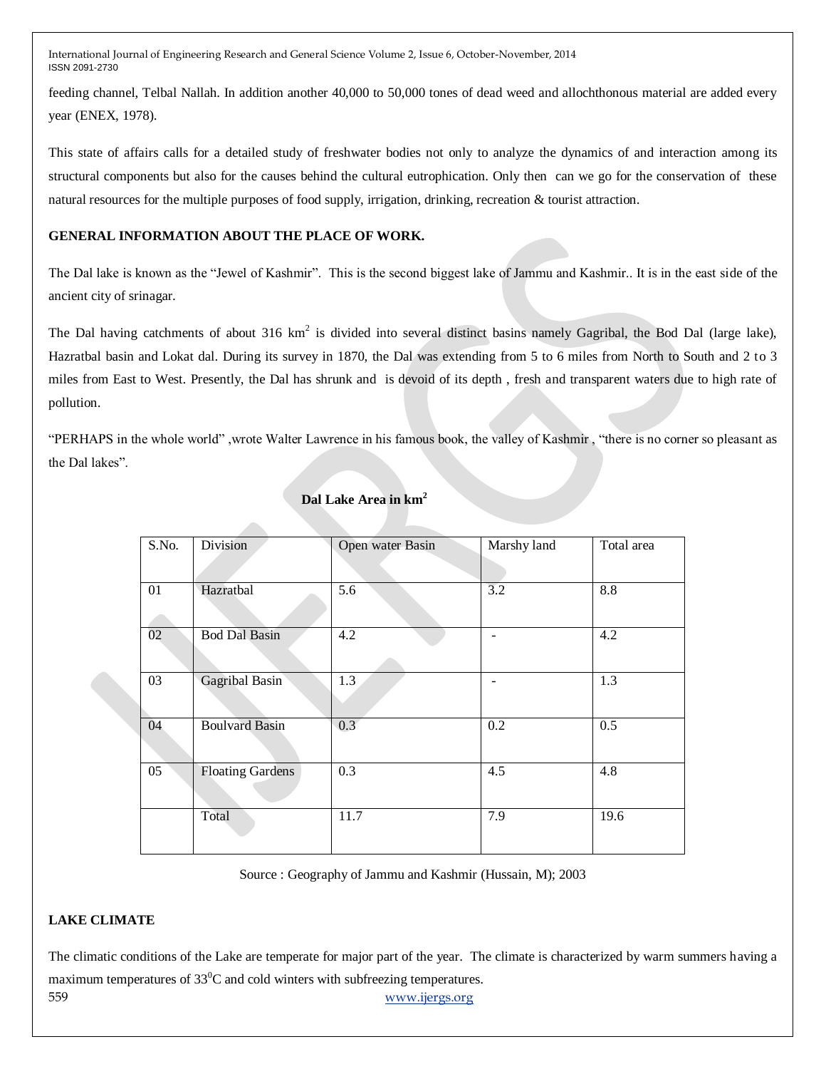feeding channel, Telbal Nallah. In addition another 40,000 to 50,000 tones of dead weed and allochthonous material are added every year (ENEX, 1978).

This state of affairs calls for a detailed study of freshwater bodies not only to analyze the dynamics of and interaction among its structural components but also for the causes behind the cultural eutrophication. Only then can we go for the conservation of these natural resources for the multiple purposes of food supply, irrigation, drinking, recreation & tourist attraction.

**GENERAL INFORMATION ABOUT THE PLACE OF WORK.**

The Dal lake is known as the "Jewel of Kashmir". This is the second biggest lake of Jammu and Kashmir.. It is in the east side of the ancient city of srinagar.

The Dal having catchments of about 316 $km^2$ is divided into several distinct basins namely Gagribal, the Bod Dal (large lake), Hazratbal basin and Lokat dal. During its survey in 1870, the Dal was extending from 5 to 6 miles from North to South and 2 to 3 miles from East to West. Presently, the Dal has shrunk and is devoid of its depth , fresh and transparent waters due to high rate of pollution.

"PERHAPS in the whole world" ,wrote Walter Lawrence in his famous book, the valley of Kashmir , "there is no corner so pleasant as the Dal lakes".

**Dal Lake Area in $km^2$**

| S.No. | Division | Open water Basin | Marshy land | Total area |
|---|---|---|---|---|
| 01 | Hazratbal | 5.6 | 3.2 | 8.8 |
| 02 | Bod Dal Basin | 4.2 | - | 4.2 |
| 03 | Gagribal Basin | 1.3 | - | 1.3 |
| 04 | Boulvard Basin | 0.3 | 0.2 | 0.5 |
| 05 | Floating Gardens | 0.3 | 4.5 | 4.8 |
| | Total | 11.7 | 7.9 | 19.6 |

Source : Geography of Jammu and Kashmir (Hussain, M); 2003

**LAKE CLIMATE**

The climatic conditions of the Lake are temperate for major part of the year. The climate is characterized by warm summers having a maximum temperatures of $33^0$C and cold winters with subfreezing temperatures.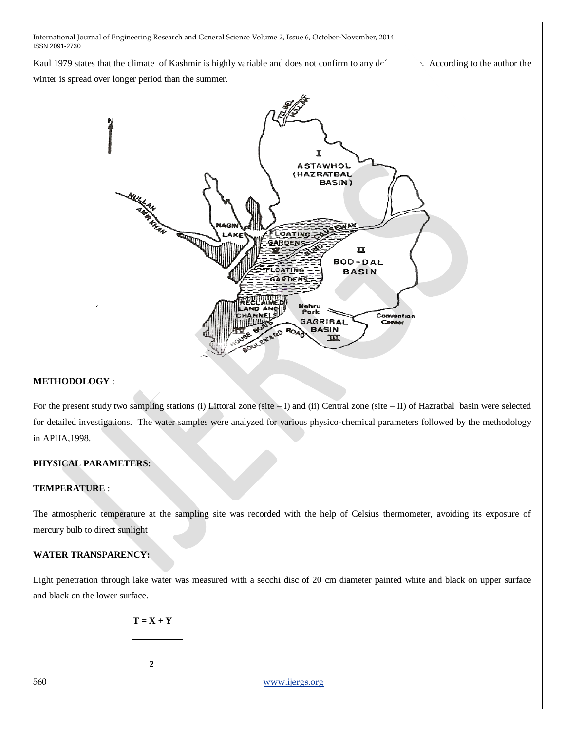Kaul 1979 states that the climate of Kashmir is highly variable and does not confirm to any de... According to the author the winter is spread over longer period than the summer.

## METHODOLOGY :

For the present study two sampling stations (i) Littoral zone (site – I) and (ii) Central zone (site – II) of Hazratbal basin were selected for detailed investigations. The water samples were analyzed for various physico-chemical parameters followed by the methodology in APHA,1998.

## PHYSICAL PARAMETERS:

### TEMPERATURE :

The atmospheric temperature at the sampling site was recorded with the help of Celsius thermometer, avoiding its exposure of mercury bulb to direct sunlight

### WATER TRANSPARENCY:

Light penetration through lake water was measured with a secchi disc of 20 cm diameter painted white and black on upper surface and black on the lower surface.

$$T = \frac{X + Y}{2}$$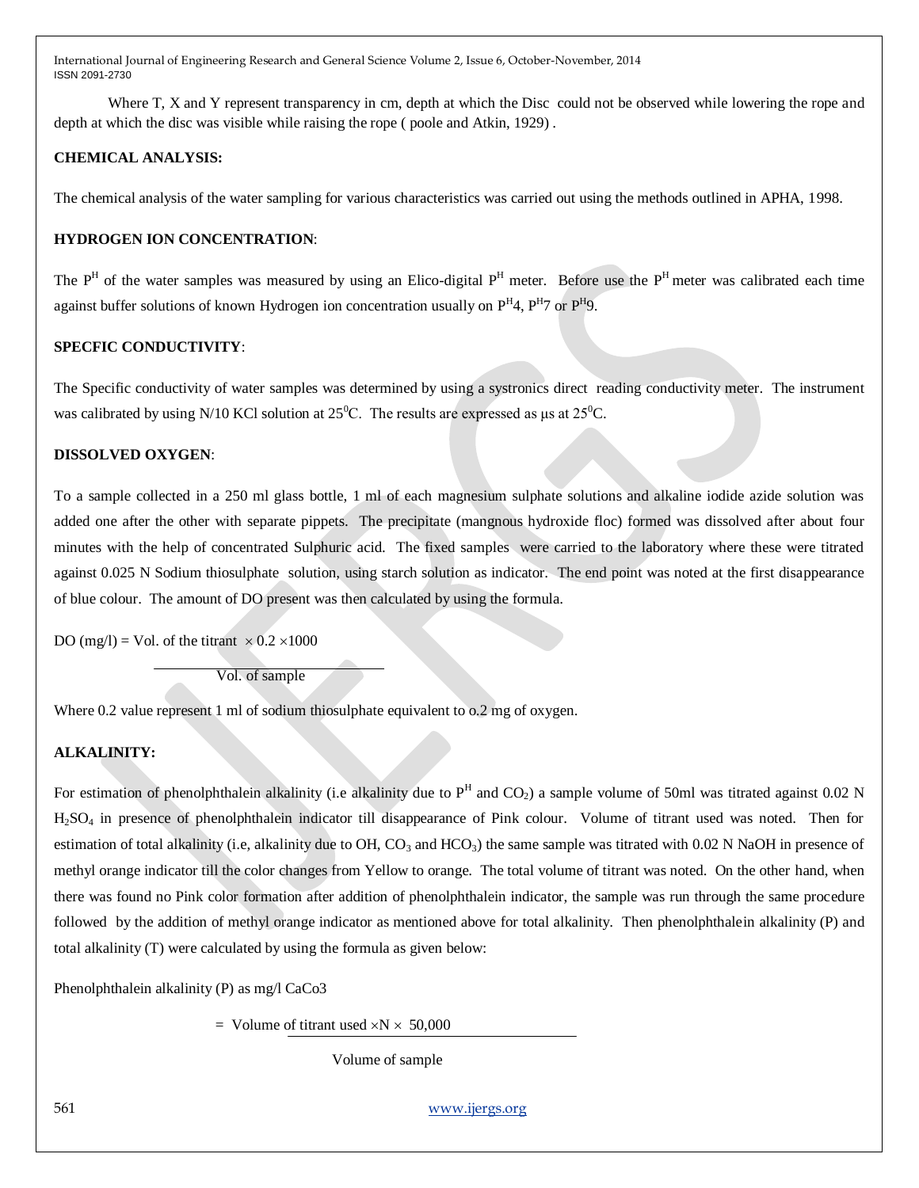Where T, X and Y represent transparency in cm, depth at which the Disc could not be observed while lowering the rope and depth at which the disc was visible while raising the rope ( poole and Atkin, 1929) .

**CHEMICAL ANALYSIS:**

The chemical analysis of the water sampling for various characteristics was carried out using the methods outlined in APHA, 1998.

**HYDROGEN ION CONCENTRATION**:

The $P^H$ of the water samples was measured by using an Elico-digital $P^H$ meter. Before use the $P^H$ meter was calibrated each time against buffer solutions of known Hydrogen ion concentration usually on $P^H$4, $P^H$7 or $P^H$9.

**SPECFIC CONDUCTIVITY**:

The Specific conductivity of water samples was determined by using a systronics direct reading conductivity meter. The instrument was calibrated by using N/10 KCl solution at $25^0$C. The results are expressed as µs at $25^0$C.

**DISSOLVED OXYGEN**:

To a sample collected in a 250 ml glass bottle, 1 ml of each magnesium sulphate solutions and alkaline iodide azide solution was added one after the other with separate pippets. The precipitate (mangnous hydroxide floc) formed was dissolved after about four minutes with the help of concentrated Sulphuric acid. The fixed samples were carried to the laboratory where these were titrated against 0.025 N Sodium thiosulphate solution, using starch solution as indicator. The end point was noted at the first disappearance of blue colour. The amount of DO present was then calculated by using the formula.

$$\text{DO (mg/l)} = \frac{\text{Vol. of the titrant} \times 0.2 \times 1000}{\text{Vol. of sample}}$$

Where 0.2 value represent 1 ml of sodium thiosulphate equivalent to o.2 mg of oxygen.

**ALKALINITY:**

For estimation of phenolphthalein alkalinity (i.e alkalinity due to $P^H$ and $CO_2$) a sample volume of 50ml was titrated against 0.02 N $H_2SO_4$ in presence of phenolphthalein indicator till disappearance of Pink colour. Volume of titrant used was noted. Then for estimation of total alkalinity (i.e, alkalinity due to OH, $CO_3$ and $HCO_3$) the same sample was titrated with 0.02 N NaOH in presence of methyl orange indicator till the color changes from Yellow to orange. The total volume of titrant was noted. On the other hand, when there was found no Pink color formation after addition of phenolphthalein indicator, the sample was run through the same procedure followed by the addition of methyl orange indicator as mentioned above for total alkalinity. Then phenolphthalein alkalinity (P) and total alkalinity (T) were calculated by using the formula as given below:

Phenolphthalein alkalinity (P) as mg/l CaCo3

$$= \frac{\text{Volume of titrant used} \times N \times 50{,}000}{\text{Volume of sample}}$$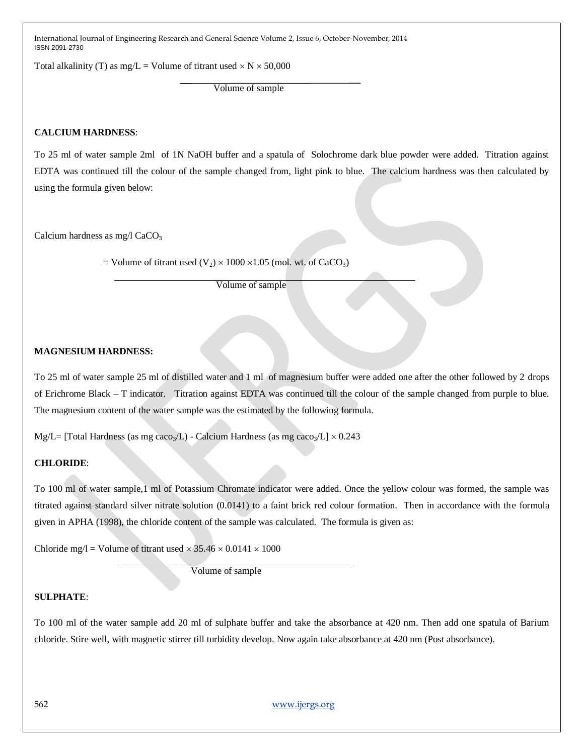$$\text{Total alkalinity (T) as mg/L} = \frac{\text{Volume of titrant used} \times N \times 50{,}000}{\text{Volume of sample}}$$

**CALCIUM HARDNESS**:

To 25 ml of water sample 2ml of 1N NaOH buffer and a spatula of Solochrome dark blue powder were added. Titration against EDTA was continued till the colour of the sample changed from, light pink to blue. The calcium hardness was then calculated by using the formula given below:

Calcium hardness as mg/l $CaCO_3$

$$= \frac{\text{Volume of titrant used } (V_2) \times 1000 \times 1.05 \text{ (mol. wt. of } CaCO_3)}{\text{Volume of sample}}$$

**MAGNESIUM HARDNESS:**

To 25 ml of water sample 25 ml of distilled water and 1 ml of magnesium buffer were added one after the other followed by 2 drops of Erichrome Black – T indicator. Titration against EDTA was continued till the colour of the sample changed from purple to blue. The magnesium content of the water sample was the estimated by the following formula.

$$\text{Mg/L} = [\text{Total Hardness (as mg } caco_3\text{/L)} - \text{Calcium Hardness (as mg } caco_3\text{/L}] \times 0.243$$

**CHLORIDE**:

To 100 ml of water sample,1 ml of Potassium Chromate indicator were added. Once the yellow colour was formed, the sample was titrated against standard silver nitrate solution (0.0141) to a faint brick red colour formation. Then in accordance with the formula given in APHA (1998), the chloride content of the sample was calculated. The formula is given as:

$$\text{Chloride mg/l} = \frac{\text{Volume of titrant used} \times 35.46 \times 0.0141 \times 1000}{\text{Volume of sample}}$$

**SULPHATE**:

To 100 ml of the water sample add 20 ml of sulphate buffer and take the absorbance at 420 nm. Then add one spatula of Barium chloride. Stire well, with magnetic stirrer till turbidity develop. Now again take absorbance at 420 nm (Post absorbance).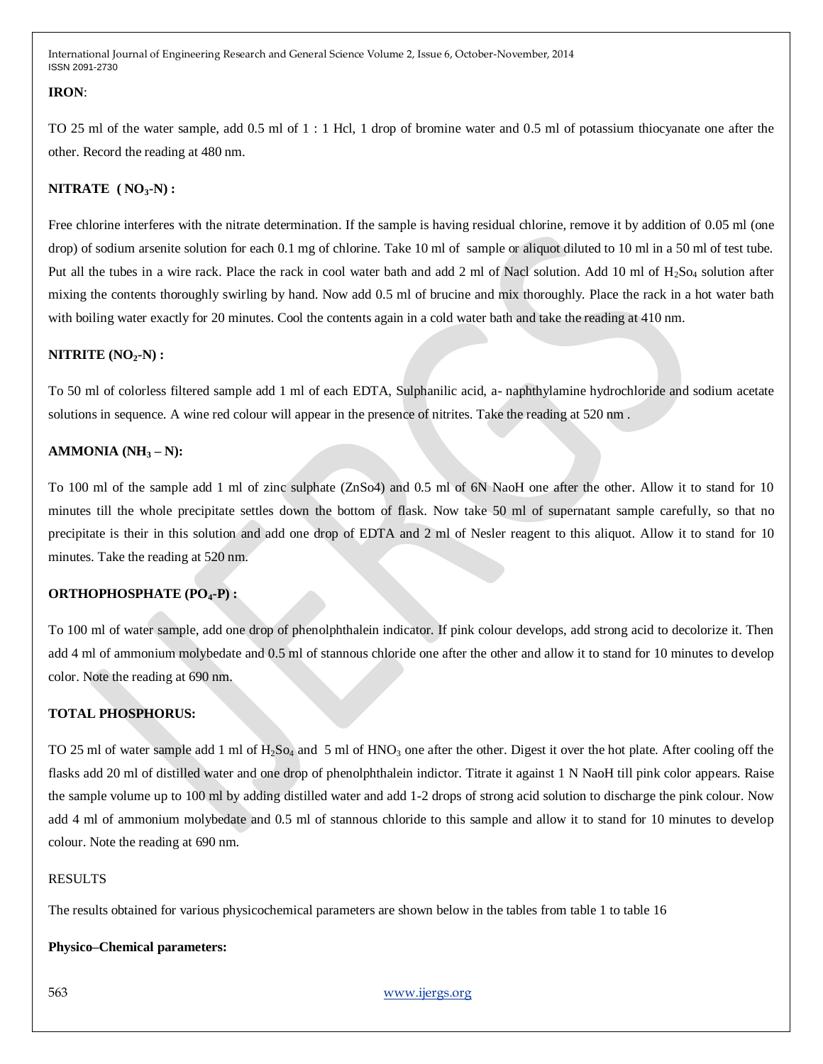**IRON**:

TO 25 ml of the water sample, add 0.5 ml of 1 : 1 Hcl, 1 drop of bromine water and 0.5 ml of potassium thiocyanate one after the other. Record the reading at 480 nm.

**NITRATE ( $NO_3$-N) :**

Free chlorine interferes with the nitrate determination. If the sample is having residual chlorine, remove it by addition of 0.05 ml (one drop) of sodium arsenite solution for each 0.1 mg of chlorine. Take 10 ml of sample or aliquot diluted to 10 ml in a 50 ml of test tube. Put all the tubes in a wire rack. Place the rack in cool water bath and add 2 ml of Nacl solution. Add 10 ml of $H_2So_4$ solution after mixing the contents thoroughly swirling by hand. Now add 0.5 ml of brucine and mix thoroughly. Place the rack in a hot water bath with boiling water exactly for 20 minutes. Cool the contents again in a cold water bath and take the reading at 410 nm.

**NITRITE ($NO_2$-N) :**

To 50 ml of colorless filtered sample add 1 ml of each EDTA, Sulphanilic acid, a- naphthylamine hydrochloride and sodium acetate solutions in sequence. A wine red colour will appear in the presence of nitrites. Take the reading at 520 nm .

**AMMONIA ($NH_3$ – N):**

To 100 ml of the sample add 1 ml of zinc sulphate (ZnSo4) and 0.5 ml of 6N NaoH one after the other. Allow it to stand for 10 minutes till the whole precipitate settles down the bottom of flask. Now take 50 ml of supernatant sample carefully, so that no precipitate is their in this solution and add one drop of EDTA and 2 ml of Nesler reagent to this aliquot. Allow it to stand for 10 minutes. Take the reading at 520 nm.

**ORTHOPHOSPHATE ($PO_4$-P) :**

To 100 ml of water sample, add one drop of phenolphthalein indicator. If pink colour develops, add strong acid to decolorize it. Then add 4 ml of ammonium molybedate and 0.5 ml of stannous chloride one after the other and allow it to stand for 10 minutes to develop color. Note the reading at 690 nm.

**TOTAL PHOSPHORUS:**

TO 25 ml of water sample add 1 ml of $H_2So_4$ and 5 ml of $HNO_3$ one after the other. Digest it over the hot plate. After cooling off the flasks add 20 ml of distilled water and one drop of phenolphthalein indictor. Titrate it against 1 N NaoH till pink color appears. Raise the sample volume up to 100 ml by adding distilled water and add 1-2 drops of strong acid solution to discharge the pink colour. Now add 4 ml of ammonium molybedate and 0.5 ml of stannous chloride to this sample and allow it to stand for 10 minutes to develop colour. Note the reading at 690 nm.

RESULTS

The results obtained for various physicochemical parameters are shown below in the tables from table 1 to table 16

**Physico–Chemical parameters:**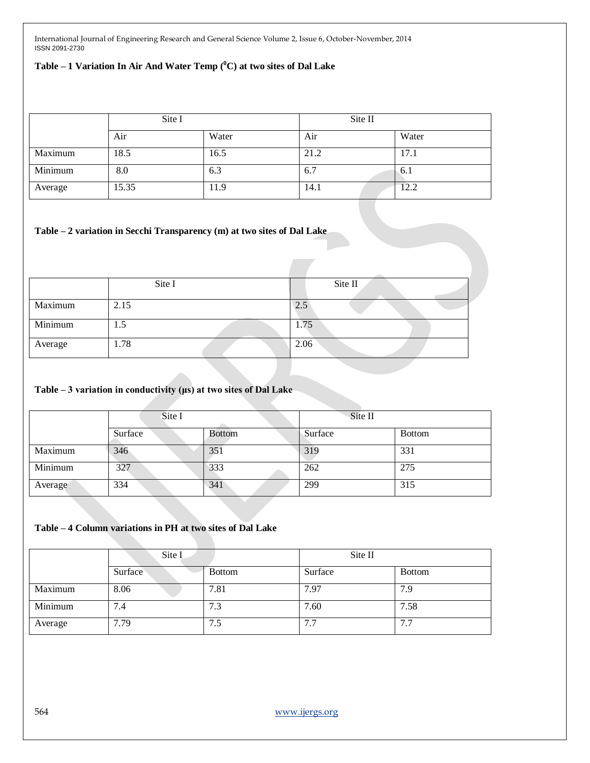**Table – 1 Variation In Air And Water Temp ($^0$C) at two sites of Dal Lake**

| | Site I | | Site II | |
|---|---|---|---|---|
| | Air | Water | Air | Water |
| Maximum | 18.5 | 16.5 | 21.2 | 17.1 |
| Minimum | 8.0 | 6.3 | 6.7 | 6.1 |
| Average | 15.35 | 11.9 | 14.1 | 12.2 |

**Table – 2 variation in Secchi Transparency (m) at two sites of Dal Lake**

| | Site I | Site II |
|---|---|---|
| Maximum | 2.15 | 2.5 |
| Minimum | 1.5 | 1.75 |
| Average | 1.78 | 2.06 |

**Table – 3 variation in conductivity (μs) at two sites of Dal Lake**

| | Site I | | Site II | |
|---|---|---|---|---|
| | Surface | Bottom | Surface | Bottom |
| Maximum | 346 | 351 | 319 | 331 |
| Minimum | 327 | 333 | 262 | 275 |
| Average | 334 | 341 | 299 | 315 |

**Table – 4 Column variations in PH at two sites of Dal Lake**

| | Site I | | Site II | |
|---|---|---|---|---|
| | Surface | Bottom | Surface | Bottom |
| Maximum | 8.06 | 7.81 | 7.97 | 7.9 |
| Minimum | 7.4 | 7.3 | 7.60 | 7.58 |
| Average | 7.79 | 7.5 | 7.7 | 7.7 |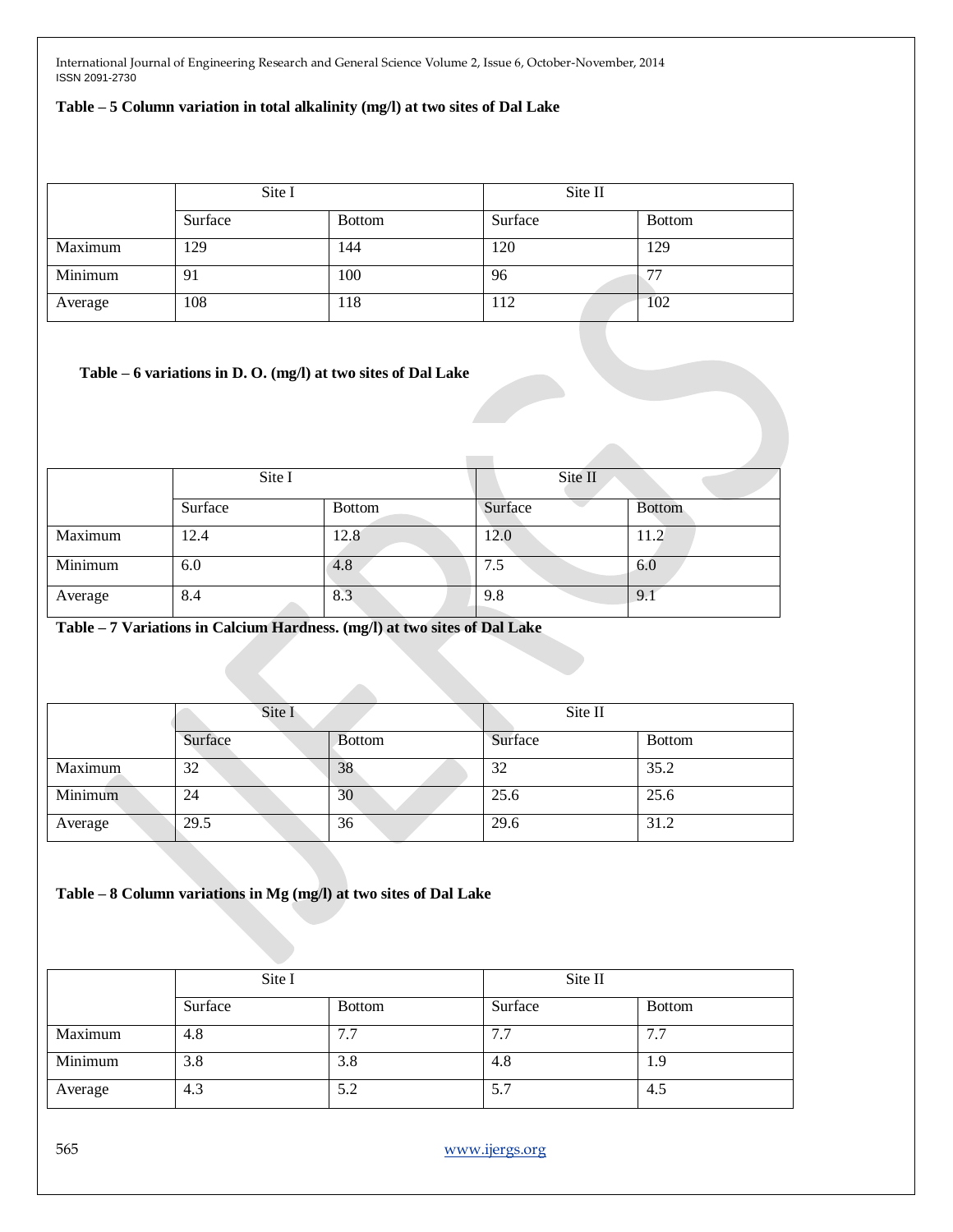**Table – 5 Column variation in total alkalinity (mg/l) at two sites of Dal Lake**

| | Site I | | Site II | |
|---|---|---|---|---|
| | Surface | Bottom | Surface | Bottom |
| Maximum | 129 | 144 | 120 | 129 |
| Minimum | 91 | 100 | 96 | 77 |
| Average | 108 | 118 | 112 | 102 |

**Table – 6 variations in D. O. (mg/l) at two sites of Dal Lake**

| | Site I | | Site II | |
|---|---|---|---|---|
| | Surface | Bottom | Surface | Bottom |
| Maximum | 12.4 | 12.8 | 12.0 | 11.2 |
| Minimum | 6.0 | 4.8 | 7.5 | 6.0 |
| Average | 8.4 | 8.3 | 9.8 | 9.1 |

**Table – 7 Variations in Calcium Hardness. (mg/l) at two sites of Dal Lake**

| | Site I | | Site II | |
|---|---|---|---|---|
| | Surface | Bottom | Surface | Bottom |
| Maximum | 32 | 38 | 32 | 35.2 |
| Minimum | 24 | 30 | 25.6 | 25.6 |
| Average | 29.5 | 36 | 29.6 | 31.2 |

**Table – 8 Column variations in Mg (mg/l) at two sites of Dal Lake**

| | Site I | | Site II | |
|---|---|---|---|---|
| | Surface | Bottom | Surface | Bottom |
| Maximum | 4.8 | 7.7 | 7.7 | 7.7 |
| Minimum | 3.8 | 3.8 | 4.8 | 1.9 |
| Average | 4.3 | 5.2 | 5.7 | 4.5 |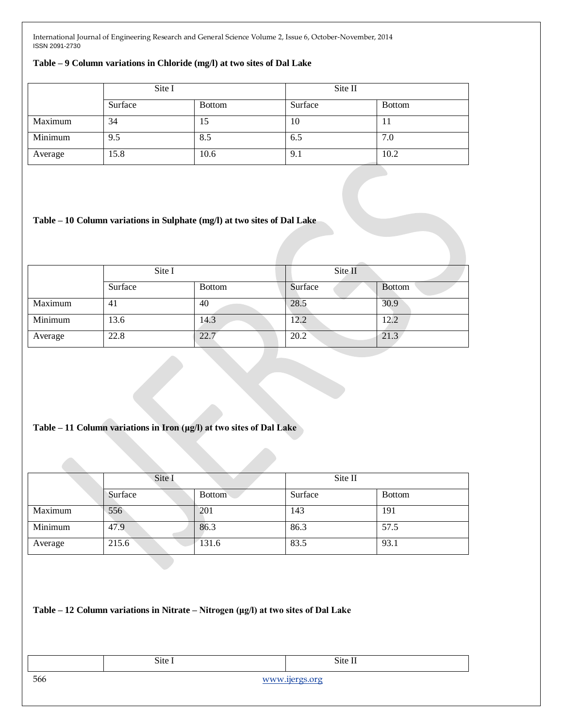**Table – 9 Column variations in Chloride (mg/l) at two sites of Dal Lake**

| | Site I | | Site II | |
|---|---|---|---|---|
| | Surface | Bottom | Surface | Bottom |
| Maximum | 34 | 15 | 10 | 11 |
| Minimum | 9.5 | 8.5 | 6.5 | 7.0 |
| Average | 15.8 | 10.6 | 9.1 | 10.2 |

**Table – 10 Column variations in Sulphate (mg/l) at two sites of Dal Lake**

| | Site I | | Site II | |
|---|---|---|---|---|
| | Surface | Bottom | Surface | Bottom |
| Maximum | 41 | 40 | 28.5 | 30.9 |
| Minimum | 13.6 | 14.3 | 12.2 | 12.2 |
| Average | 22.8 | 22.7 | 20.2 | 21.3 |

**Table – 11 Column variations in Iron (μg/l) at two sites of Dal Lake**

| | Site I | | Site II | |
|---|---|---|---|---|
| | Surface | Bottom | Surface | Bottom |
| Maximum | 556 | 201 | 143 | 191 |
| Minimum | 47.9 | 86.3 | 86.3 | 57.5 |
| Average | 215.6 | 131.6 | 83.5 | 93.1 |

**Table – 12 Column variations in Nitrate – Nitrogen (μg/l) at two sites of Dal Lake**

| | Site I | | Site II | |
|---|---|---|---|---|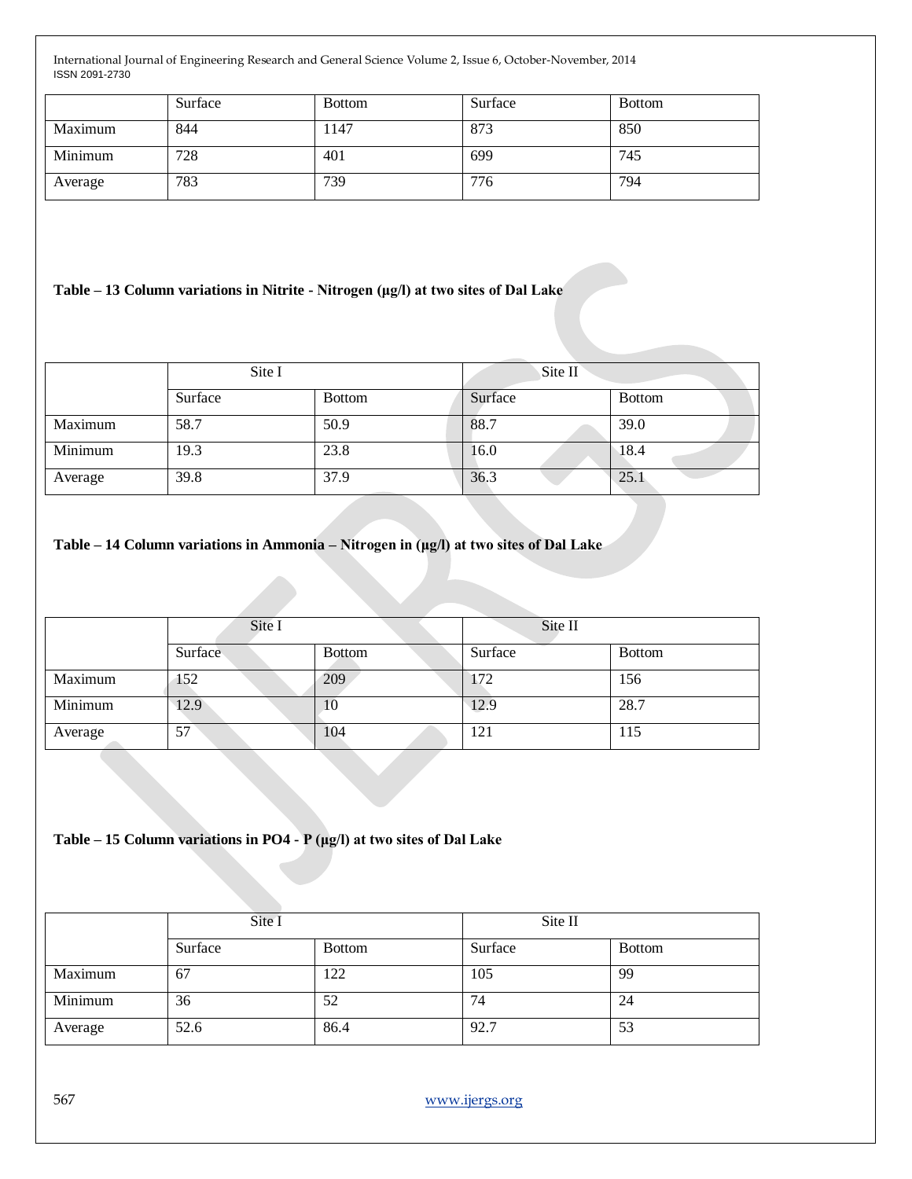| | Surface | Bottom | Surface | Bottom |
|---|---|---|---|---|
| Maximum | 844 | 1147 | 873 | 850 |
| Minimum | 728 | 401 | 699 | 745 |
| Average | 783 | 739 | 776 | 794 |

**Table – 13 Column variations in Nitrite - Nitrogen (µg/l) at two sites of Dal Lake**

| | Site I | | Site II | |
|---|---|---|---|---|
| | Surface | Bottom | Surface | Bottom |
| Maximum | 58.7 | 50.9 | 88.7 | 39.0 |
| Minimum | 19.3 | 23.8 | 16.0 | 18.4 |
| Average | 39.8 | 37.9 | 36.3 | 25.1 |

**Table – 14 Column variations in Ammonia – Nitrogen in (µg/l) at two sites of Dal Lake**

| | Site I | | Site II | |
|---|---|---|---|---|
| | Surface | Bottom | Surface | Bottom |
| Maximum | 152 | 209 | 172 | 156 |
| Minimum | 12.9 | 10 | 12.9 | 28.7 |
| Average | 57 | 104 | 121 | 115 |

**Table – 15 Column variations in PO4 - P (µg/l) at two sites of Dal Lake**

| | Site I | | Site II | |
|---|---|---|---|---|
| | Surface | Bottom | Surface | Bottom |
| Maximum | 67 | 122 | 105 | 99 |
| Minimum | 36 | 52 | 74 | 24 |
| Average | 52.6 | 86.4 | 92.7 | 53 |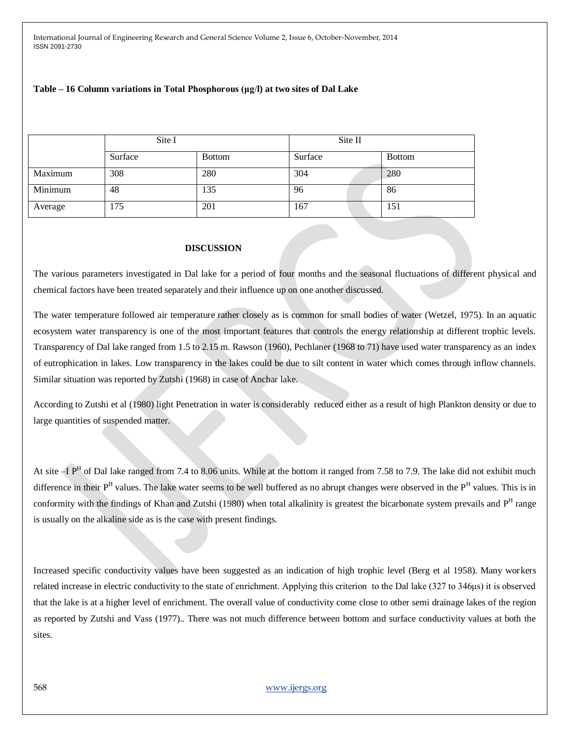**Table – 16 Column variations in Total Phosphorous (μg/l) at two sites of Dal Lake**

| | Site I | | Site II | |
|---|---|---|---|---|
| | Surface | Bottom | Surface | Bottom |
| Maximum | 308 | 280 | 304 | 280 |
| Minimum | 48 | 135 | 96 | 86 |
| Average | 175 | 201 | 167 | 151 |

## DISCUSSION

The various parameters investigated in Dal lake for a period of four months and the seasonal fluctuations of different physical and chemical factors have been treated separately and their influence up on one another discussed.

The water temperature followed air temperature rather closely as is common for small bodies of water (Wetzel, 1975). In an aquatic ecosystem water transparency is one of the most important features that controls the energy relationship at different trophic levels. Transparency of Dal lake ranged from 1.5 to 2.15 m. Rawson (1960), Pechlaner (1968 to 71) have used water transparency as an index of eutrophication in lakes. Low transparency in the lakes could be due to silt content in water which comes through inflow channels. Similar situation was reported by Zutshi (1968) in case of Anchar lake.

According to Zutshi et al (1980) light Penetration in water is considerably reduced either as a result of high Plankton density or due to large quantities of suspended matter.

At site –I $P^H$ of Dal lake ranged from 7.4 to 8.06 units. While at the bottom it ranged from 7.58 to 7.9. The lake did not exhibit much difference in their $P^H$ values. The lake water seems to be well buffered as no abrupt changes were observed in the $P^H$ values. This is in conformity with the findings of Khan and Zutshi (1980) when total alkalinity is greatest the bicarbonate system prevails and $P^H$ range is usually on the alkaline side as is the case with present findings.

Increased specific conductivity values have been suggested as an indication of high trophic level (Berg et al 1958). Many workers related increase in electric conductivity to the state of enrichment. Applying this criterion to the Dal lake (327 to 346μs) it is observed that the lake is at a higher level of enrichment. The overall value of conductivity come close to other semi drainage lakes of the region as reported by Zutshi and Vass (1977).. There was not much difference between bottom and surface conductivity values at both the sites.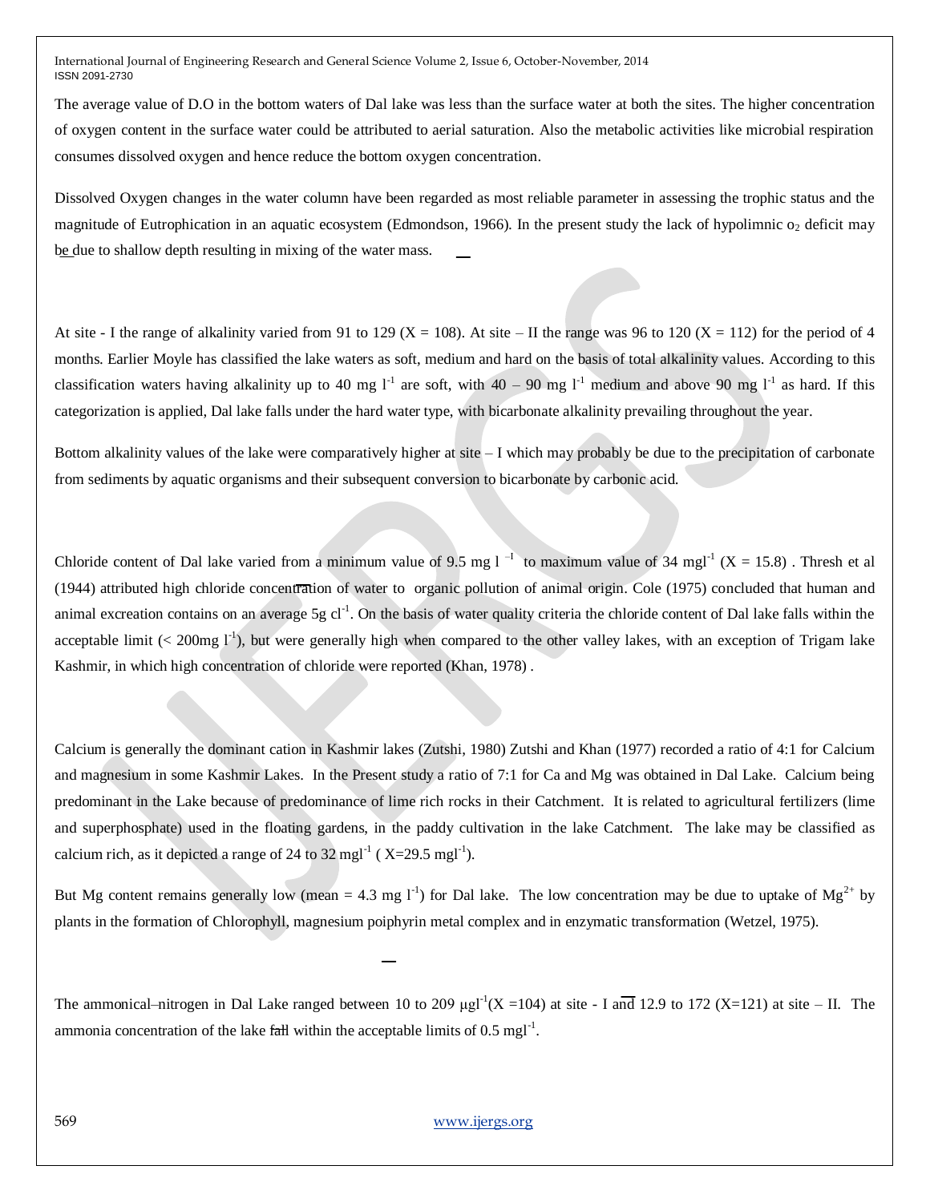The average value of D.O in the bottom waters of Dal lake was less than the surface water at both the sites. The higher concentration of oxygen content in the surface water could be attributed to aerial saturation. Also the metabolic activities like microbial respiration consumes dissolved oxygen and hence reduce the bottom oxygen concentration.

Dissolved Oxygen changes in the water column have been regarded as most reliable parameter in assessing the trophic status and the magnitude of Eutrophication in an aquatic ecosystem (Edmondson, 1966). In the present study the lack of hypolimnic $o_2$ deficit may be due to shallow depth resulting in mixing of the water mass.

At site - I the range of alkalinity varied from 91 to 129 (X = 108). At site – II the range was 96 to 120 (X = 112) for the period of 4 months. Earlier Moyle has classified the lake waters as soft, medium and hard on the basis of total alkalinity values. According to this classification waters having alkalinity up to 40 mg $l^{-1}$ are soft, with 40 – 90 mg $l^{-1}$ medium and above 90 mg $l^{-1}$ as hard. If this categorization is applied, Dal lake falls under the hard water type, with bicarbonate alkalinity prevailing throughout the year.

Bottom alkalinity values of the lake were comparatively higher at site – I which may probably be due to the precipitation of carbonate from sediments by aquatic organisms and their subsequent conversion to bicarbonate by carbonic acid.

Chloride content of Dal lake varied from a minimum value of 9.5 mg $l^{-1}$ to maximum value of 34 $mgl^{-1}$ (X = 15.8) . Thresh et al (1944) attributed high chloride concentration of water to organic pollution of animal origin. Cole (1975) concluded that human and animal excreation contains on an average 5g $cl^{-1}$. On the basis of water quality criteria the chloride content of Dal lake falls within the acceptable limit (< 200mg $l^{-1}$), but were generally high when compared to the other valley lakes, with an exception of Trigam lake Kashmir, in which high concentration of chloride were reported (Khan, 1978) .

Calcium is generally the dominant cation in Kashmir lakes (Zutshi, 1980) Zutshi and Khan (1977) recorded a ratio of 4:1 for Calcium and magnesium in some Kashmir Lakes. In the Present study a ratio of 7:1 for Ca and Mg was obtained in Dal Lake. Calcium being predominant in the Lake because of predominance of lime rich rocks in their Catchment. It is related to agricultural fertilizers (lime and superphosphate) used in the floating gardens, in the paddy cultivation in the lake Catchment. The lake may be classified as calcium rich, as it depicted a range of 24 to 32 $mgl^{-1}$ ( X=29.5 $mgl^{-1}$).

But Mg content remains generally low (mean = 4.3 mg $l^{-1}$) for Dal lake. The low concentration may be due to uptake of $Mg^{2+}$ by plants in the formation of Chlorophyll, magnesium poiphyrin metal complex and in enzymatic transformation (Wetzel, 1975).

The ammonical–nitrogen in Dal Lake ranged between 10 to 209 $\mu gl^{-1}$(X =104) at site - I and 12.9 to 172 (X=121) at site – II. The ammonia concentration of the lake fall within the acceptable limits of 0.5 $mgl^{-1}$.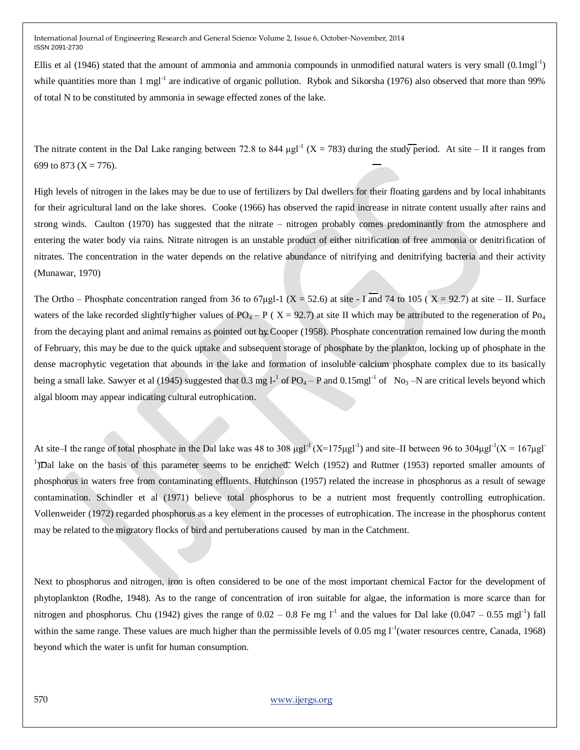Ellis et al (1946) stated that the amount of ammonia and ammonia compounds in unmodified natural waters is very small ($0.1mgl^{-1}$) while quantities more than 1 $mgl^{-1}$ are indicative of organic pollution. Rybok and Sikorsha (1976) also observed that more than 99% of total N to be constituted by ammonia in sewage effected zones of the lake.

The nitrate content in the Dal Lake ranging between 72.8 to 844 $\mu gl^{-1}$ ($\overline{X}$ = 783) during the study period. At site – II it ranges from 699 to 873 ($\overline{X}$ = 776).

High levels of nitrogen in the lakes may be due to use of fertilizers by Dal dwellers for their floating gardens and by local inhabitants for their agricultural land on the lake shores. Cooke (1966) has observed the rapid increase in nitrate content usually after rains and strong winds. Caulton (1970) has suggested that the nitrate – nitrogen probably comes predominantly from the atmosphere and entering the water body via rains. Nitrate nitrogen is an unstable product of either nitrification of free ammonia or denitrification of nitrates. The concentration in the water depends on the relative abundance of nitrifying and denitrifying bacteria and their activity (Munawar, 1970)

The Ortho – Phosphate concentration ranged from 36 to 67μgl-1 ($\overline{X}$ = 52.6) at site - I and 74 to 105 ( $\overline{X}$ = 92.7) at site – II. Surface waters of the lake recorded slightly higher values of $PO_4 – P$ ( $\overline{X}$ = 92.7) at site II which may be attributed to the regeneration of $Po_4$ from the decaying plant and animal remains as pointed out by Cooper (1958). Phosphate concentration remained low during the month of February, this may be due to the quick uptake and subsequent storage of phosphate by the plankton, locking up of phosphate in the dense macrophytic vegetation that abounds in the lake and formation of insoluble calcium phosphate complex due to its basically being a small lake. Sawyer et al (1945) suggested that 0.3 mg $l^{-1}$ of $PO_4 – P$ and $0.15mgl^{-1}$ of $No_3$ –N are critical levels beyond which algal bloom may appear indicating cultural eutrophication.

At site–I the range of total phosphate in the Dal lake was 48 to 308 $\mu gl^{-1}$ ($\overline{X}$=175$\mu gl^{-1}$) and site–II between 96 to 304$\mu gl^{-1}$($\overline{X}$ = 167$\mu gl^{-1}$)Dal lake on the basis of this parameter seems to be enriched. Welch (1952) and Ruttner (1953) reported smaller amounts of phosphorus in waters free from contaminating effluents. Hutchinson (1957) related the increase in phosphorus as a result of sewage contamination. Schindler et al (1971) believe total phosphorus to be a nutrient most frequently controlling eutrophication. Vollenweider (1972) regarded phosphorus as a key element in the processes of eutrophication. The increase in the phosphorus content may be related to the migratory flocks of bird and pertuberations caused by man in the Catchment.

Next to phosphorus and nitrogen, iron is often considered to be one of the most important chemical Factor for the development of phytoplankton (Rodhe, 1948). As to the range of concentration of iron suitable for algae, the information is more scarce than for nitrogen and phosphorus. Chu (1942) gives the range of 0.02 – 0.8 Fe mg $l^{-1}$ and the values for Dal lake (0.047 – 0.55 $mgl^{-1}$) fall within the same range. These values are much higher than the permissible levels of 0.05 mg $l^{-1}$(water resources centre, Canada, 1968) beyond which the water is unfit for human consumption.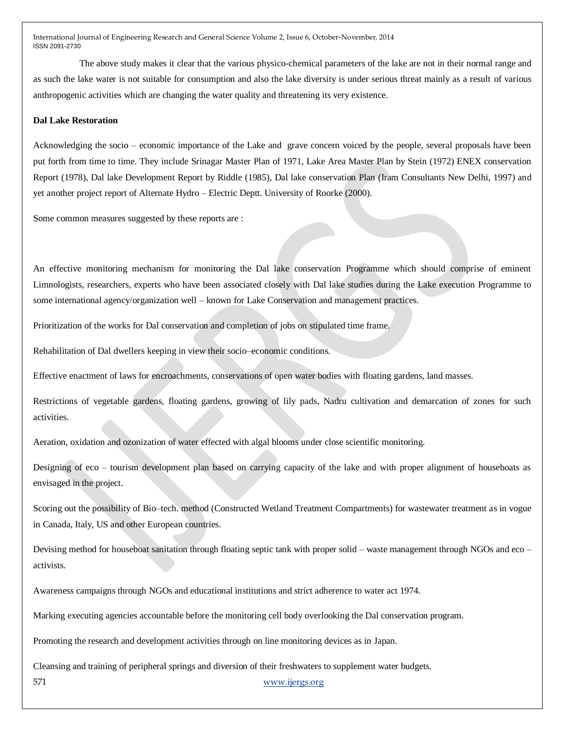The above study makes it clear that the various physico-chemical parameters of the lake are not in their normal range and as such the lake water is not suitable for consumption and also the lake diversity is under serious threat mainly as a result of various anthropogenic activities which are changing the water quality and threatening its very existence.

**Dal Lake Restoration**

Acknowledging the socio – economic importance of the Lake and grave concern voiced by the people, several proposals have been put forth from time to time. They include Srinagar Master Plan of 1971, Lake Area Master Plan by Stein (1972) ENEX conservation Report (1978), Dal lake Development Report by Riddle (1985), Dal lake conservation Plan (Iram Consultants New Delhi, 1997) and yet another project report of Alternate Hydro – Electric Deptt. University of Roorke (2000).

Some common measures suggested by these reports are :

An effective monitoring mechanism for monitoring the Dal lake conservation Programme which should comprise of eminent Limnologists, researchers, experts who have been associated closely with Dal lake studies during the Lake execution Programme to some international agency/organization well – known for Lake Conservation and management practices.

Prioritization of the works for Dal conservation and completion of jobs on stipulated time frame.

Rehabilitation of Dal dwellers keeping in view their socio–economic conditions.

Effective enactment of laws for encroachments, conservations of open water bodies with floating gardens, land masses.

Restrictions of vegetable gardens, floating gardens, growing of lily pads, Nadru cultivation and demarcation of zones for such activities.

Aeration, oxidation and ozonization of water effected with algal blooms under close scientific monitoring.

Designing of eco – tourism development plan based on carrying capacity of the lake and with proper alignment of houseboats as envisaged in the project.

Scoring out the possibility of Bio–tech. method (Constructed Wetland Treatment Compartments) for wastewater treatment as in vogue in Canada, Italy, US and other European countries.

Devising method for houseboat sanitation through floating septic tank with proper solid – waste management through NGOs and eco – activists.

Awareness campaigns through NGOs and educational institutions and strict adherence to water act 1974.

Marking executing agencies accountable before the monitoring cell body overlooking the Dal conservation program.

Promoting the research and development activities through on line monitoring devices as in Japan.

Cleansing and training of peripheral springs and diversion of their freshwaters to supplement water budgets.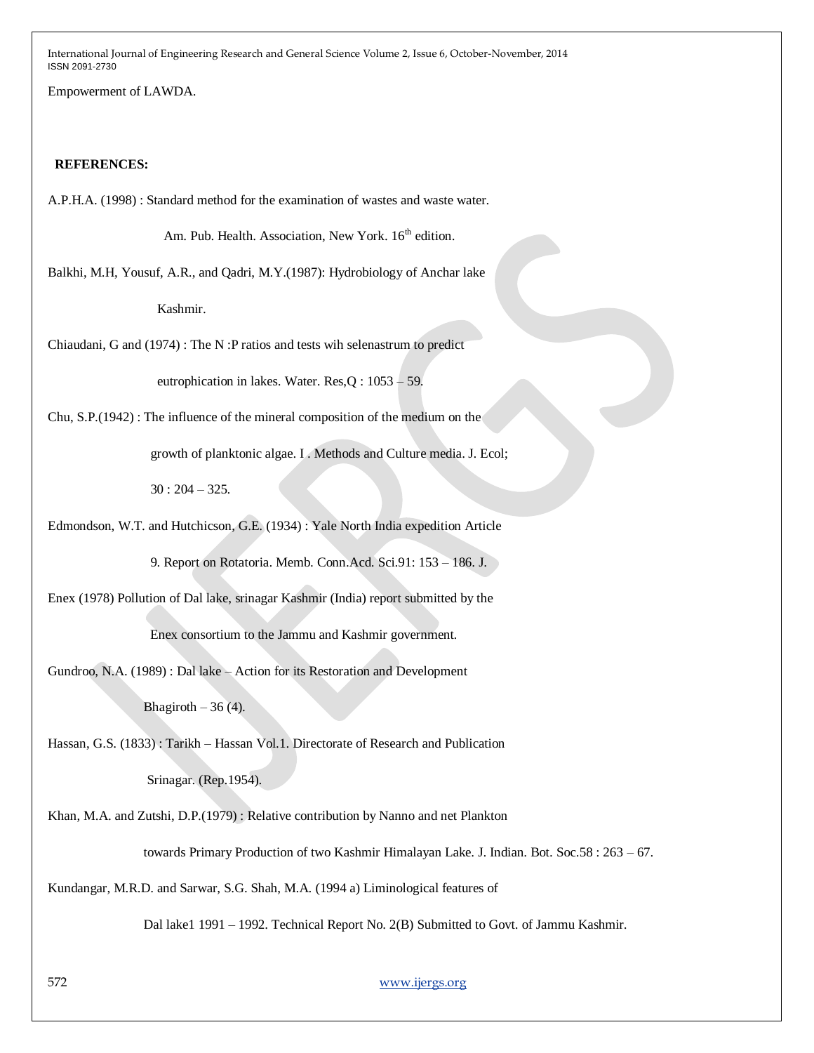Empowerment of LAWDA.

**REFERENCES:**

A.P.H.A. (1998) : Standard method for the examination of wastes and waste water. Am. Pub. Health. Association, New York. 16th edition.

Balkhi, M.H, Yousuf, A.R., and Qadri, M.Y.(1987): Hydrobiology of Anchar lake Kashmir.

Chiaudani, G and (1974) : The N :P ratios and tests wih selenastrum to predict eutrophication in lakes. Water. Res,Q : 1053 – 59.

Chu, S.P.(1942) : The influence of the mineral composition of the medium on the growth of planktonic algae. I . Methods and Culture media. J. Ecol; 30 : 204 – 325.

Edmondson, W.T. and Hutchicson, G.E. (1934) : Yale North India expedition Article 9. Report on Rotatoria. Memb. Conn.Acd. Sci.91: 153 – 186. J.

Enex (1978) Pollution of Dal lake, srinagar Kashmir (India) report submitted by the Enex consortium to the Jammu and Kashmir government.

Gundroo, N.A. (1989) : Dal lake – Action for its Restoration and Development Bhagiroth – 36 (4).

Hassan, G.S. (1833) : Tarikh – Hassan Vol.1. Directorate of Research and Publication Srinagar. (Rep.1954).

Khan, M.A. and Zutshi, D.P.(1979) : Relative contribution by Nanno and net Plankton towards Primary Production of two Kashmir Himalayan Lake. J. Indian. Bot. Soc.58 : 263 – 67.

Kundangar, M.R.D. and Sarwar, S.G. Shah, M.A. (1994 a) Liminological features of Dal lake1 1991 – 1992. Technical Report No. 2(B) Submitted to Govt. of Jammu Kashmir.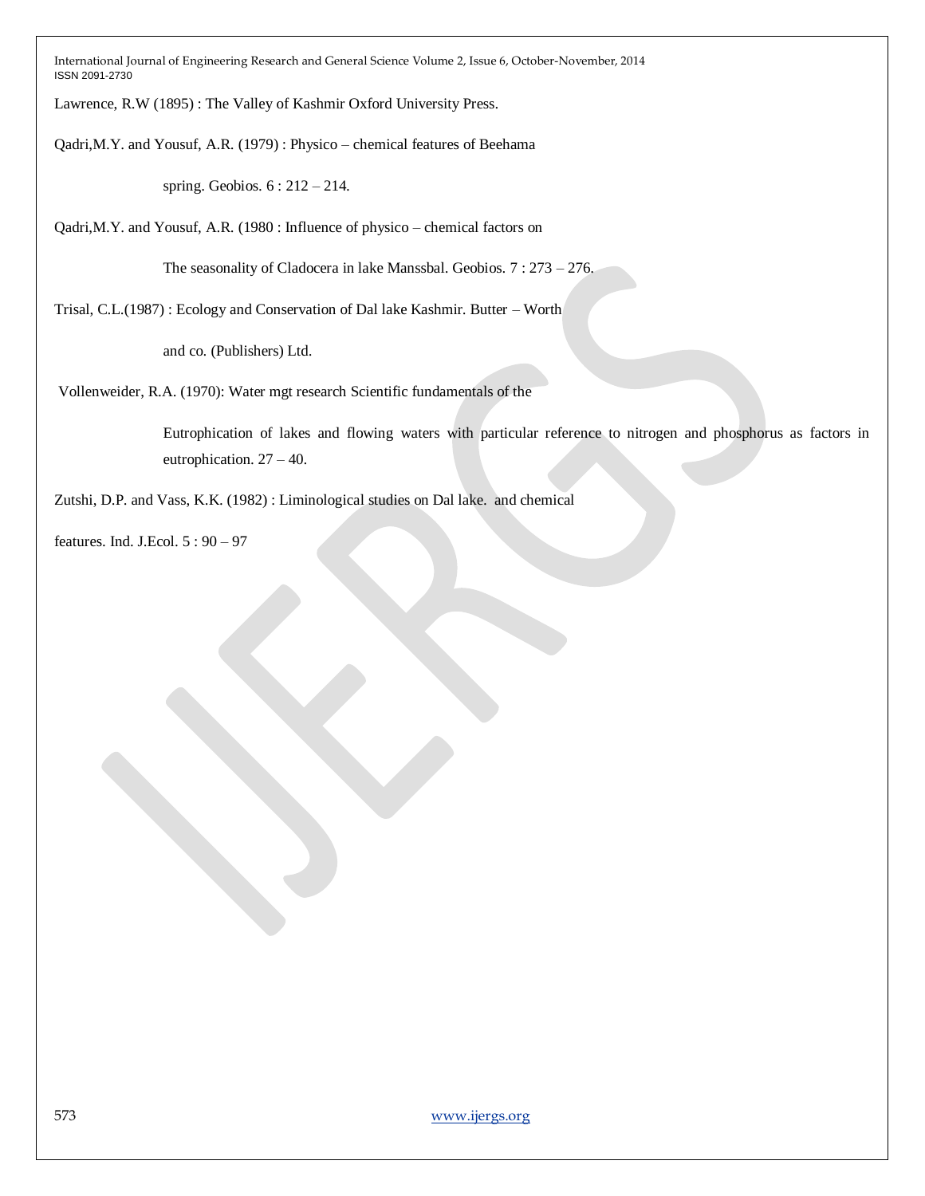Lawrence, R.W (1895) : The Valley of Kashmir Oxford University Press.

Qadri,M.Y. and Yousuf, A.R. (1979) : Physico – chemical features of Beehama spring. Geobios. 6 : 212 – 214.

Qadri,M.Y. and Yousuf, A.R. (1980 : Influence of physico – chemical factors on The seasonality of Cladocera in lake Manssbal. Geobios. 7 : 273 – 276.

Trisal, C.L.(1987) : Ecology and Conservation of Dal lake Kashmir. Butter – Worth and co. (Publishers) Ltd.

Vollenweider, R.A. (1970): Water mgt research Scientific fundamentals of the Eutrophication of lakes and flowing waters with particular reference to nitrogen and phosphorus as factors in eutrophication. 27 – 40.

Zutshi, D.P. and Vass, K.K. (1982) : Liminological studies on Dal lake. and chemical features. Ind. J.Ecol. 5 : 90 – 97